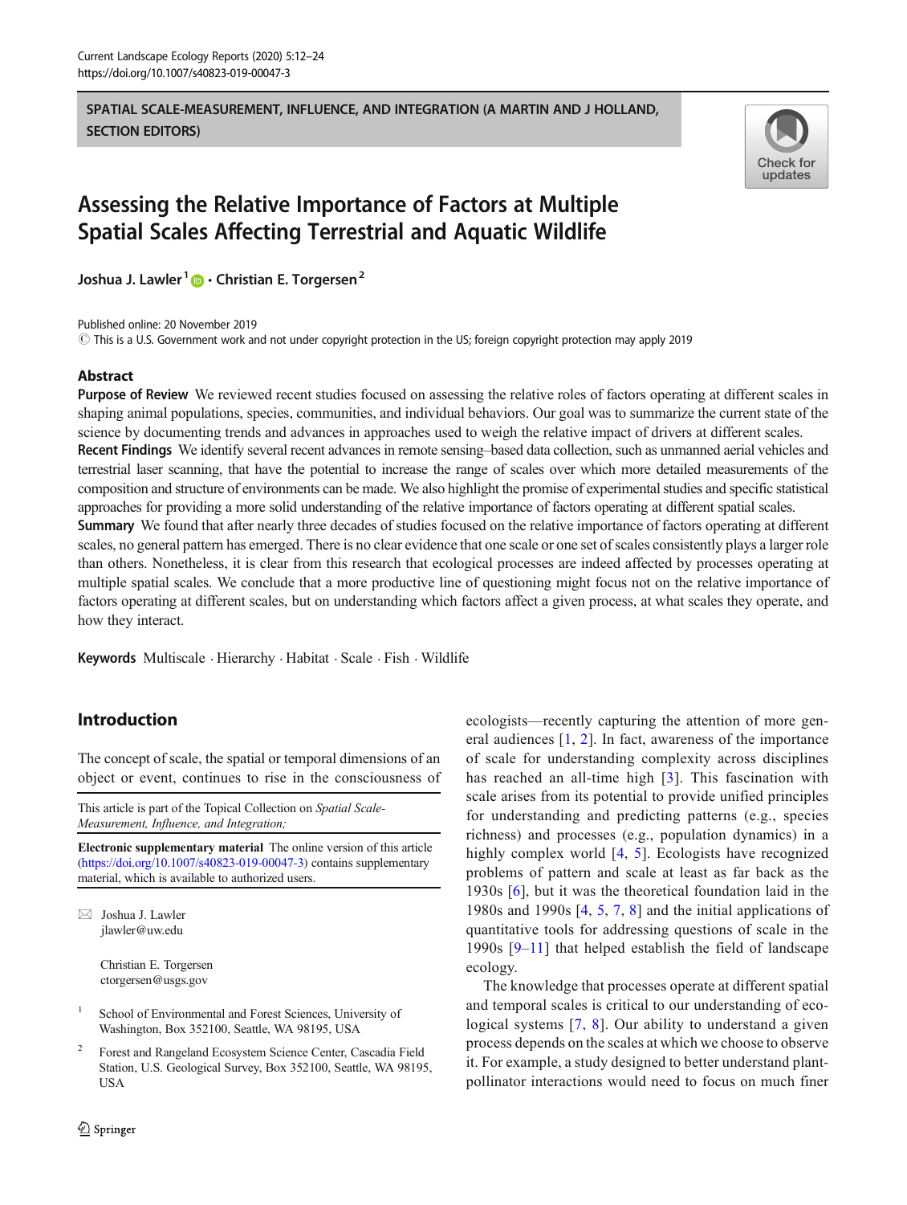SPATIAL SCALE-MEASUREMENT, INFLUENCE, AND INTEGRATION (A MARTIN AND J HOLLAND, SECTION EDITORS)

# Assessing the Relative Importance of Factors at Multiple Spatial Scales Affecting Terrestrial and Aquatic Wildlife

**Joshua J. Lawler[1] · Christian E. Torgersen[2]**

Published online: 20 November 2019
© This is a U.S. Government work and not under copyright protection in the US; foreign copyright protection may apply 2019

## Abstract

**Purpose of Review** We reviewed recent studies focused on assessing the relative roles of factors operating at different scales in shaping animal populations, species, communities, and individual behaviors. Our goal was to summarize the current state of the science by documenting trends and advances in approaches used to weigh the relative impact of drivers at different scales.

**Recent Findings** We identify several recent advances in remote sensing–based data collection, such as unmanned aerial vehicles and terrestrial laser scanning, that have the potential to increase the range of scales over which more detailed measurements of the composition and structure of environments can be made. We also highlight the promise of experimental studies and specific statistical approaches for providing a more solid understanding of the relative importance of factors operating at different spatial scales.

**Summary** We found that after nearly three decades of studies focused on the relative importance of factors operating at different scales, no general pattern has emerged. There is no clear evidence that one scale or one set of scales consistently plays a larger role than others. Nonetheless, it is clear from this research that ecological processes are indeed affected by processes operating at multiple spatial scales. We conclude that a more productive line of questioning might focus not on the relative importance of factors operating at different scales, but on understanding which factors affect a given process, at what scales they operate, and how they interact.

**Keywords** Multiscale · Hierarchy · Habitat · Scale · Fish · Wildlife

## Introduction

The concept of scale, the spatial or temporal dimensions of an object or event, continues to rise in the consciousness of ecologists—recently capturing the attention of more general audiences [1, 2]. In fact, awareness of the importance of scale for understanding complexity across disciplines has reached an all-time high [3]. This fascination with scale arises from its potential to provide unified principles for understanding and predicting patterns (e.g., species richness) and processes (e.g., population dynamics) in a highly complex world [4, 5]. Ecologists have recognized problems of pattern and scale at least as far back as the 1930s [6], but it was the theoretical foundation laid in the 1980s and 1990s [4, 5, 7, 8] and the initial applications of quantitative tools for addressing questions of scale in the 1990s [9–11] that helped establish the field of landscape ecology.

The knowledge that processes operate at different spatial and temporal scales is critical to our understanding of ecological systems [7, 8]. Our ability to understand a given process depends on the scales at which we choose to observe it. For example, a study designed to better understand plant-pollinator interactions would need to focus on much finer

---

This article is part of the Topical Collection on *Spatial Scale-Measurement, Influence, and Integration;*

**Electronic supplementary material** The online version of this article (https://doi.org/10.1007/s40823-019-00047-3) contains supplementary material, which is available to authorized users.

✉ Joshua J. Lawler
jlawler@uw.edu

Christian E. Torgersen
ctorgersen@usgs.gov

[1] School of Environmental and Forest Sciences, University of Washington, Box 352100, Seattle, WA 98195, USA

[2] Forest and Rangeland Ecosystem Science Center, Cascadia Field Station, U.S. Geological Survey, Box 352100, Seattle, WA 98195, USA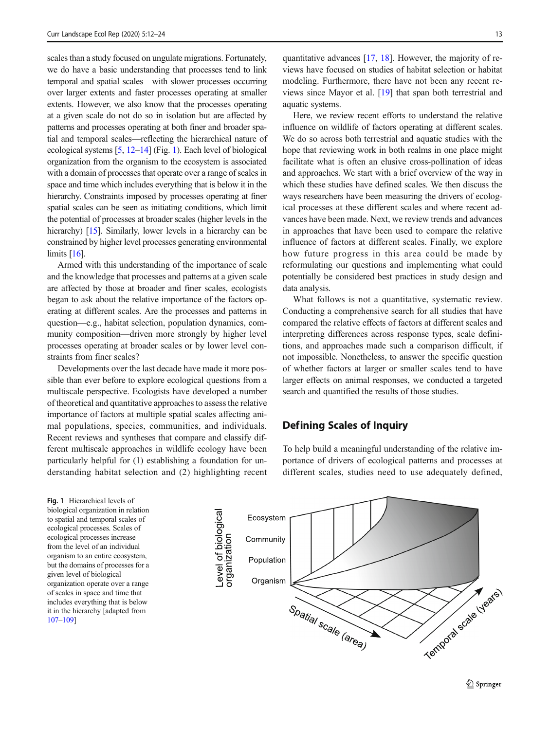scales than a study focused on ungulate migrations. Fortunately, we do have a basic understanding that processes tend to link temporal and spatial scales—with slower processes occurring over larger extents and faster processes operating at smaller extents. However, we also know that the processes operating at a given scale do not do so in isolation but are affected by patterns and processes operating at both finer and broader spatial and temporal scales—reflecting the hierarchical nature of ecological systems [5, 12–14] (Fig. 1). Each level of biological organization from the organism to the ecosystem is associated with a domain of processes that operate over a range of scales in space and time which includes everything that is below it in the hierarchy. Constraints imposed by processes operating at finer spatial scales can be seen as initiating conditions, which limit the potential of processes at broader scales (higher levels in the hierarchy) [15]. Similarly, lower levels in a hierarchy can be constrained by higher level processes generating environmental limits [16].

Armed with this understanding of the importance of scale and the knowledge that processes and patterns at a given scale are affected by those at broader and finer scales, ecologists began to ask about the relative importance of the factors operating at different scales. Are the processes and patterns in question—e.g., habitat selection, population dynamics, community composition—driven more strongly by higher level processes operating at broader scales or by lower level constraints from finer scales?

Developments over the last decade have made it more possible than ever before to explore ecological questions from a multiscale perspective. Ecologists have developed a number of theoretical and quantitative approaches to assess the relative importance of factors at multiple spatial scales affecting animal populations, species, communities, and individuals. Recent reviews and syntheses that compare and classify different multiscale approaches in wildlife ecology have been particularly helpful for (1) establishing a foundation for understanding habitat selection and (2) highlighting recent quantitative advances [17, 18]. However, the majority of reviews have focused on studies of habitat selection or habitat modeling. Furthermore, there have not been any recent reviews since Mayor et al. [19] that span both terrestrial and aquatic systems.

Here, we review recent efforts to understand the relative influence on wildlife of factors operating at different scales. We do so across both terrestrial and aquatic studies with the hope that reviewing work in both realms in one place might facilitate what is often an elusive cross-pollination of ideas and approaches. We start with a brief overview of the way in which these studies have defined scales. We then discuss the ways researchers have been measuring the drivers of ecological processes at these different scales and where recent advances have been made. Next, we review trends and advances in approaches that have been used to compare the relative influence of factors at different scales. Finally, we explore how future progress in this area could be made by reformulating our questions and implementing what could potentially be considered best practices in study design and data analysis.

What follows is not a quantitative, systematic review. Conducting a comprehensive search for all studies that have compared the relative effects of factors at different scales and interpreting differences across response types, scale definitions, and approaches made such a comparison difficult, if not impossible. Nonetheless, to answer the specific question of whether factors at larger or smaller scales tend to have larger effects on animal responses, we conducted a targeted search and quantified the results of those studies.

## Defining Scales of Inquiry

To help build a meaningful understanding of the relative importance of drivers of ecological patterns and processes at different scales, studies need to use adequately defined,

Level of biological organization
Ecosystem
Community
Population
Organism
Spatial scale (area)
Temporal scale (years)

**Fig. 1** Hierarchical levels of biological organization in relation to spatial and temporal scales of ecological processes. Scales of ecological processes increase from the level of an individual organism to an entire ecosystem, but the domains of processes for a given level of biological organization operate over a range of scales in space and time that includes everything that is below it in the hierarchy [adapted from 107–109]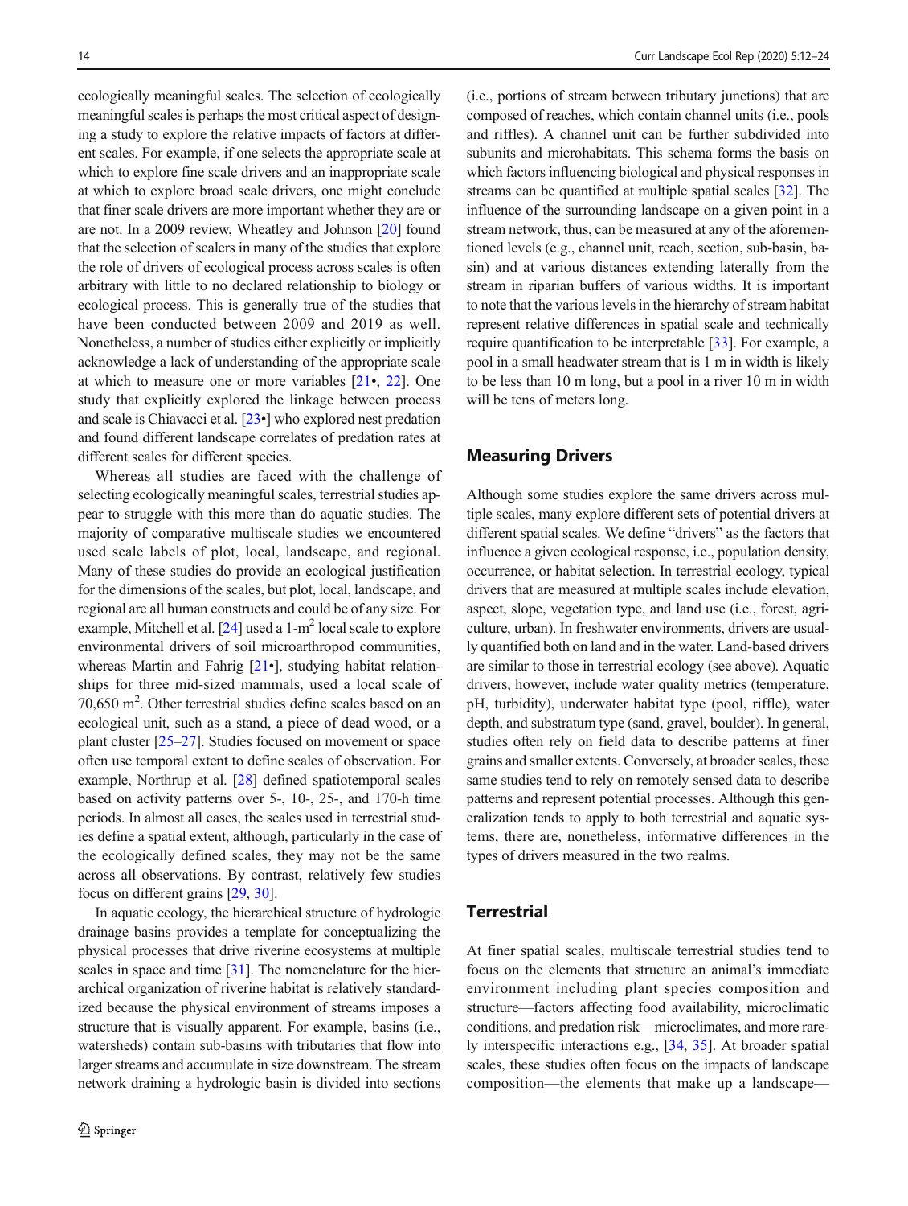ecologically meaningful scales. The selection of ecologically meaningful scales is perhaps the most critical aspect of designing a study to explore the relative impacts of factors at different scales. For example, if one selects the appropriate scale at which to explore fine scale drivers and an inappropriate scale at which to explore broad scale drivers, one might conclude that finer scale drivers are more important whether they are or are not. In a 2009 review, Wheatley and Johnson [20] found that the selection of scalers in many of the studies that explore the role of drivers of ecological process across scales is often arbitrary with little to no declared relationship to biology or ecological process. This is generally true of the studies that have been conducted between 2009 and 2019 as well. Nonetheless, a number of studies either explicitly or implicitly acknowledge a lack of understanding of the appropriate scale at which to measure one or more variables [21•, 22]. One study that explicitly explored the linkage between process and scale is Chiavacci et al. [23•] who explored nest predation and found different landscape correlates of predation rates at different scales for different species.

Whereas all studies are faced with the challenge of selecting ecologically meaningful scales, terrestrial studies appear to struggle with this more than do aquatic studies. The majority of comparative multiscale studies we encountered used scale labels of plot, local, landscape, and regional. Many of these studies do provide an ecological justification for the dimensions of the scales, but plot, local, landscape, and regional are all human constructs and could be of any size. For example, Mitchell et al. [24] used a 1-m$^2$ local scale to explore environmental drivers of soil microarthropod communities, whereas Martin and Fahrig [21•], studying habitat relationships for three mid-sized mammals, used a local scale of 70,650 m$^2$. Other terrestrial studies define scales based on an ecological unit, such as a stand, a piece of dead wood, or a plant cluster [25–27]. Studies focused on movement or space often use temporal extent to define scales of observation. For example, Northrup et al. [28] defined spatiotemporal scales based on activity patterns over 5-, 10-, 25-, and 170-h time periods. In almost all cases, the scales used in terrestrial studies define a spatial extent, although, particularly in the case of the ecologically defined scales, they may not be the same across all observations. By contrast, relatively few studies focus on different grains [29, 30].

In aquatic ecology, the hierarchical structure of hydrologic drainage basins provides a template for conceptualizing the physical processes that drive riverine ecosystems at multiple scales in space and time [31]. The nomenclature for the hierarchical organization of riverine habitat is relatively standardized because the physical environment of streams imposes a structure that is visually apparent. For example, basins (i.e., watersheds) contain sub-basins with tributaries that flow into larger streams and accumulate in size downstream. The stream network draining a hydrologic basin is divided into sections (i.e., portions of stream between tributary junctions) that are composed of reaches, which contain channel units (i.e., pools and riffles). A channel unit can be further subdivided into subunits and microhabitats. This schema forms the basis on which factors influencing biological and physical responses in streams can be quantified at multiple spatial scales [32]. The influence of the surrounding landscape on a given point in a stream network, thus, can be measured at any of the aforementioned levels (e.g., channel unit, reach, section, sub-basin, basin) and at various distances extending laterally from the stream in riparian buffers of various widths. It is important to note that the various levels in the hierarchy of stream habitat represent relative differences in spatial scale and technically require quantification to be interpretable [33]. For example, a pool in a small headwater stream that is 1 m in width is likely to be less than 10 m long, but a pool in a river 10 m in width will be tens of meters long.

## Measuring Drivers

Although some studies explore the same drivers across multiple scales, many explore different sets of potential drivers at different spatial scales. We define "drivers" as the factors that influence a given ecological response, i.e., population density, occurrence, or habitat selection. In terrestrial ecology, typical drivers that are measured at multiple scales include elevation, aspect, slope, vegetation type, and land use (i.e., forest, agriculture, urban). In freshwater environments, drivers are usually quantified both on land and in the water. Land-based drivers are similar to those in terrestrial ecology (see above). Aquatic drivers, however, include water quality metrics (temperature, pH, turbidity), underwater habitat type (pool, riffle), water depth, and substratum type (sand, gravel, boulder). In general, studies often rely on field data to describe patterns at finer grains and smaller extents. Conversely, at broader scales, these same studies tend to rely on remotely sensed data to describe patterns and represent potential processes. Although this generalization tends to apply to both terrestrial and aquatic systems, there are, nonetheless, informative differences in the types of drivers measured in the two realms.

## Terrestrial

At finer spatial scales, multiscale terrestrial studies tend to focus on the elements that structure an animal's immediate environment including plant species composition and structure—factors affecting food availability, microclimatic conditions, and predation risk—microclimates, and more rarely interspecific interactions e.g., [34, 35]. At broader spatial scales, these studies often focus on the impacts of landscape composition—the elements that make up a landscape—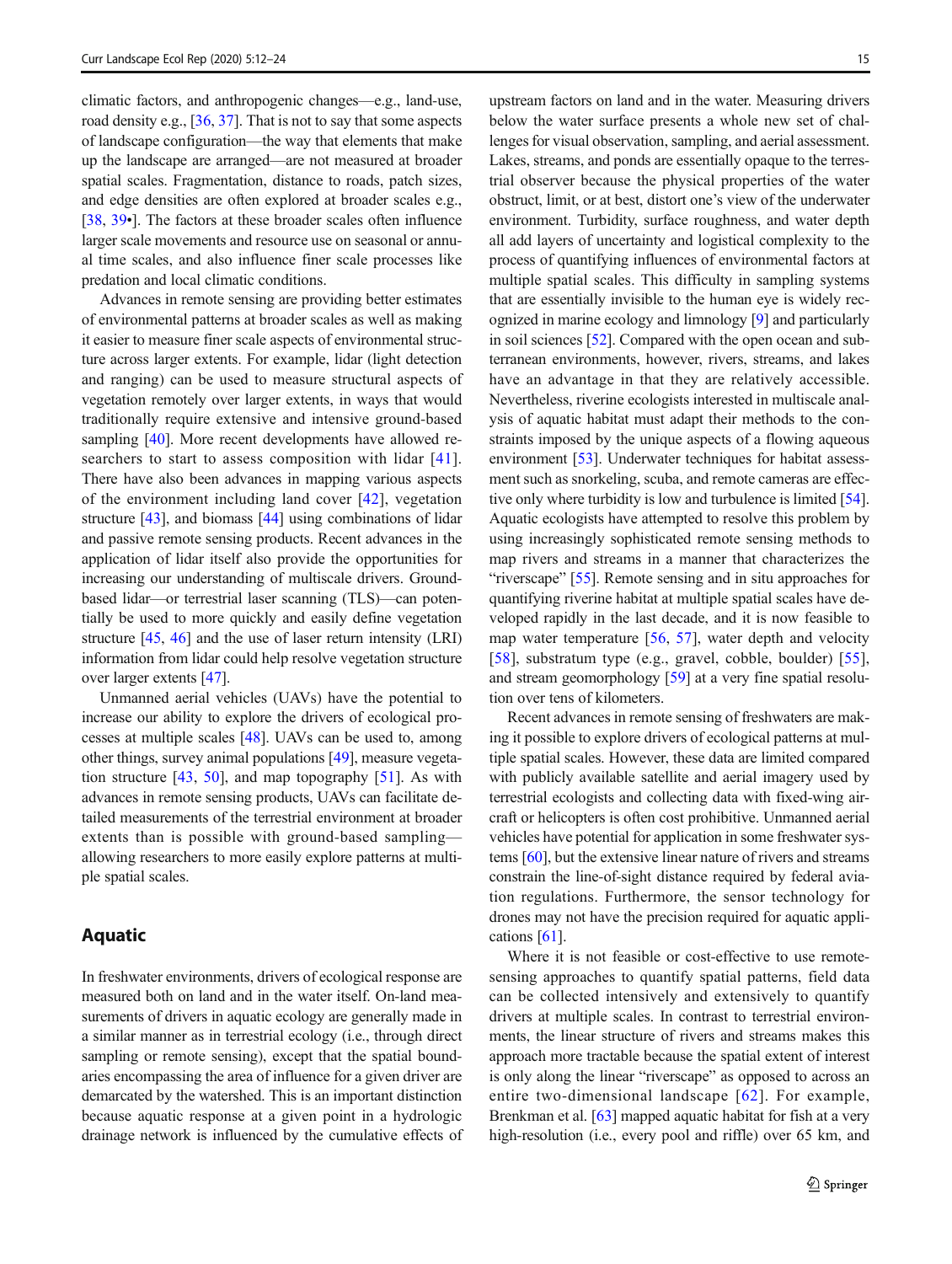climatic factors, and anthropogenic changes—e.g., land-use, road density e.g., [36, 37]. That is not to say that some aspects of landscape configuration—the way that elements that make up the landscape are arranged—are not measured at broader spatial scales. Fragmentation, distance to roads, patch sizes, and edge densities are often explored at broader scales e.g., [38, 39•]. The factors at these broader scales often influence larger scale movements and resource use on seasonal or annual time scales, and also influence finer scale processes like predation and local climatic conditions.

Advances in remote sensing are providing better estimates of environmental patterns at broader scales as well as making it easier to measure finer scale aspects of environmental structure across larger extents. For example, lidar (light detection and ranging) can be used to measure structural aspects of vegetation remotely over larger extents, in ways that would traditionally require extensive and intensive ground-based sampling [40]. More recent developments have allowed researchers to start to assess composition with lidar [41]. There have also been advances in mapping various aspects of the environment including land cover [42], vegetation structure [43], and biomass [44] using combinations of lidar and passive remote sensing products. Recent advances in the application of lidar itself also provide the opportunities for increasing our understanding of multiscale drivers. Ground-based lidar—or terrestrial laser scanning (TLS)—can potentially be used to more quickly and easily define vegetation structure [45, 46] and the use of laser return intensity (LRI) information from lidar could help resolve vegetation structure over larger extents [47].

Unmanned aerial vehicles (UAVs) have the potential to increase our ability to explore the drivers of ecological processes at multiple scales [48]. UAVs can be used to, among other things, survey animal populations [49], measure vegetation structure [43, 50], and map topography [51]. As with advances in remote sensing products, UAVs can facilitate detailed measurements of the terrestrial environment at broader extents than is possible with ground-based sampling—allowing researchers to more easily explore patterns at multiple spatial scales.

## Aquatic

In freshwater environments, drivers of ecological response are measured both on land and in the water itself. On-land measurements of drivers in aquatic ecology are generally made in a similar manner as in terrestrial ecology (i.e., through direct sampling or remote sensing), except that the spatial boundaries encompassing the area of influence for a given driver are demarcated by the watershed. This is an important distinction because aquatic response at a given point in a hydrologic drainage network is influenced by the cumulative effects of upstream factors on land and in the water. Measuring drivers below the water surface presents a whole new set of challenges for visual observation, sampling, and aerial assessment. Lakes, streams, and ponds are essentially opaque to the terrestrial observer because the physical properties of the water obstruct, limit, or at best, distort one's view of the underwater environment. Turbidity, surface roughness, and water depth all add layers of uncertainty and logistical complexity to the process of quantifying influences of environmental factors at multiple spatial scales. This difficulty in sampling systems that are essentially invisible to the human eye is widely recognized in marine ecology and limnology [9] and particularly in soil sciences [52]. Compared with the open ocean and subterranean environments, however, rivers, streams, and lakes have an advantage in that they are relatively accessible. Nevertheless, riverine ecologists interested in multiscale analysis of aquatic habitat must adapt their methods to the constraints imposed by the unique aspects of a flowing aqueous environment [53]. Underwater techniques for habitat assessment such as snorkeling, scuba, and remote cameras are effective only where turbidity is low and turbulence is limited [54]. Aquatic ecologists have attempted to resolve this problem by using increasingly sophisticated remote sensing methods to map rivers and streams in a manner that characterizes the "riverscape" [55]. Remote sensing and in situ approaches for quantifying riverine habitat at multiple spatial scales have developed rapidly in the last decade, and it is now feasible to map water temperature [56, 57], water depth and velocity [58], substratum type (e.g., gravel, cobble, boulder) [55], and stream geomorphology [59] at a very fine spatial resolution over tens of kilometers.

Recent advances in remote sensing of freshwaters are making it possible to explore drivers of ecological patterns at multiple spatial scales. However, these data are limited compared with publicly available satellite and aerial imagery used by terrestrial ecologists and collecting data with fixed-wing aircraft or helicopters is often cost prohibitive. Unmanned aerial vehicles have potential for application in some freshwater systems [60], but the extensive linear nature of rivers and streams constrain the line-of-sight distance required by federal aviation regulations. Furthermore, the sensor technology for drones may not have the precision required for aquatic applications [61].

Where it is not feasible or cost-effective to use remote-sensing approaches to quantify spatial patterns, field data can be collected intensively and extensively to quantify drivers at multiple scales. In contrast to terrestrial environments, the linear structure of rivers and streams makes this approach more tractable because the spatial extent of interest is only along the linear "riverscape" as opposed to across an entire two-dimensional landscape [62]. For example, Brenkman et al. [63] mapped aquatic habitat for fish at a very high-resolution (i.e., every pool and riffle) over 65 km, and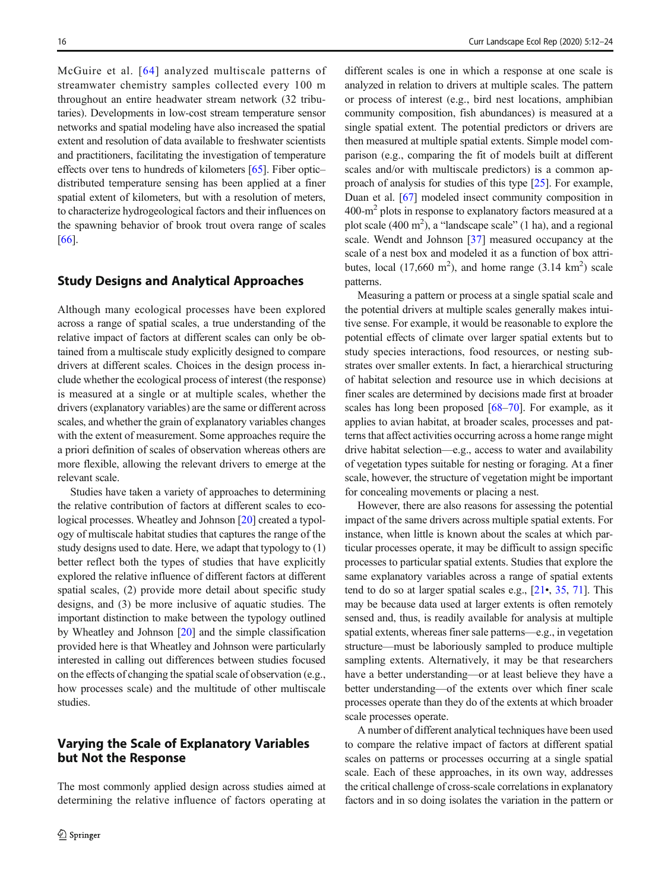McGuire et al. [64] analyzed multiscale patterns of streamwater chemistry samples collected every 100 m throughout an entire headwater stream network (32 tributaries). Developments in low-cost stream temperature sensor networks and spatial modeling have also increased the spatial extent and resolution of data available to freshwater scientists and practitioners, facilitating the investigation of temperature effects over tens to hundreds of kilometers [65]. Fiber optic–distributed temperature sensing has been applied at a finer spatial extent of kilometers, but with a resolution of meters, to characterize hydrogeological factors and their influences on the spawning behavior of brook trout overa range of scales [66].

## Study Designs and Analytical Approaches

Although many ecological processes have been explored across a range of spatial scales, a true understanding of the relative impact of factors at different scales can only be obtained from a multiscale study explicitly designed to compare drivers at different scales. Choices in the design process include whether the ecological process of interest (the response) is measured at a single or at multiple scales, whether the drivers (explanatory variables) are the same or different across scales, and whether the grain of explanatory variables changes with the extent of measurement. Some approaches require the a priori definition of scales of observation whereas others are more flexible, allowing the relevant drivers to emerge at the relevant scale.

Studies have taken a variety of approaches to determining the relative contribution of factors at different scales to ecological processes. Wheatley and Johnson [20] created a typology of multiscale habitat studies that captures the range of the study designs used to date. Here, we adapt that typology to (1) better reflect both the types of studies that have explicitly explored the relative influence of different factors at different spatial scales, (2) provide more detail about specific study designs, and (3) be more inclusive of aquatic studies. The important distinction to make between the typology outlined by Wheatley and Johnson [20] and the simple classification provided here is that Wheatley and Johnson were particularly interested in calling out differences between studies focused on the effects of changing the spatial scale of observation (e.g., how processes scale) and the multitude of other multiscale studies.

## Varying the Scale of Explanatory Variables but Not the Response

The most commonly applied design across studies aimed at determining the relative influence of factors operating at different scales is one in which a response at one scale is analyzed in relation to drivers at multiple scales. The pattern or process of interest (e.g., bird nest locations, amphibian community composition, fish abundances) is measured at a single spatial extent. The potential predictors or drivers are then measured at multiple spatial extents. Simple model comparison (e.g., comparing the fit of models built at different scales and/or with multiscale predictors) is a common approach of analysis for studies of this type [25]. For example, Duan et al. [67] modeled insect community composition in 400-m$^2$ plots in response to explanatory factors measured at a plot scale (400 m$^2$), a "landscape scale" (1 ha), and a regional scale. Wendt and Johnson [37] measured occupancy at the scale of a nest box and modeled it as a function of box attributes, local (17,660 m$^2$), and home range (3.14 km$^2$) scale patterns.

Measuring a pattern or process at a single spatial scale and the potential drivers at multiple scales generally makes intuitive sense. For example, it would be reasonable to explore the potential effects of climate over larger spatial extents but to study species interactions, food resources, or nesting substrates over smaller extents. In fact, a hierarchical structuring of habitat selection and resource use in which decisions at finer scales are determined by decisions made first at broader scales has long been proposed [68–70]. For example, as it applies to avian habitat, at broader scales, processes and patterns that affect activities occurring across a home range might drive habitat selection—e.g., access to water and availability of vegetation types suitable for nesting or foraging. At a finer scale, however, the structure of vegetation might be important for concealing movements or placing a nest.

However, there are also reasons for assessing the potential impact of the same drivers across multiple spatial extents. For instance, when little is known about the scales at which particular processes operate, it may be difficult to assign specific processes to particular spatial extents. Studies that explore the same explanatory variables across a range of spatial extents tend to do so at larger spatial scales e.g., [21•, 35, 71]. This may be because data used at larger extents is often remotely sensed and, thus, is readily available for analysis at multiple spatial extents, whereas finer sale patterns—e.g., in vegetation structure—must be laboriously sampled to produce multiple sampling extents. Alternatively, it may be that researchers have a better understanding—or at least believe they have a better understanding—of the extents over which finer scale processes operate than they do of the extents at which broader scale processes operate.

A number of different analytical techniques have been used to compare the relative impact of factors at different spatial scales on patterns or processes occurring at a single spatial scale. Each of these approaches, in its own way, addresses the critical challenge of cross-scale correlations in explanatory factors and in so doing isolates the variation in the pattern or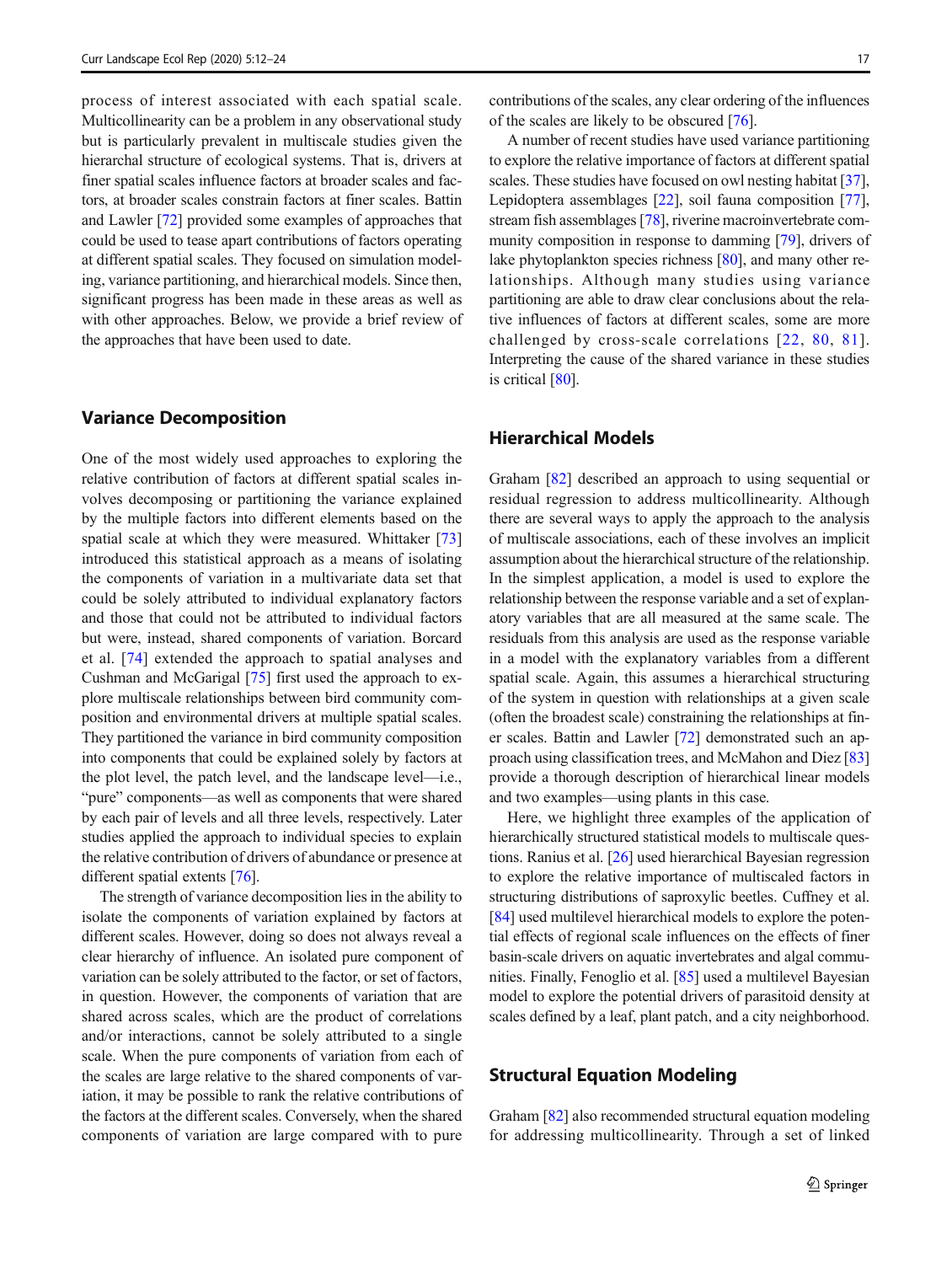process of interest associated with each spatial scale. Multicollinearity can be a problem in any observational study but is particularly prevalent in multiscale studies given the hierarchal structure of ecological systems. That is, drivers at finer spatial scales influence factors at broader scales and factors, at broader scales constrain factors at finer scales. Battin and Lawler [72] provided some examples of approaches that could be used to tease apart contributions of factors operating at different spatial scales. They focused on simulation modeling, variance partitioning, and hierarchical models. Since then, significant progress has been made in these areas as well as with other approaches. Below, we provide a brief review of the approaches that have been used to date.

## Variance Decomposition

One of the most widely used approaches to exploring the relative contribution of factors at different spatial scales involves decomposing or partitioning the variance explained by the multiple factors into different elements based on the spatial scale at which they were measured. Whittaker [73] introduced this statistical approach as a means of isolating the components of variation in a multivariate data set that could be solely attributed to individual explanatory factors and those that could not be attributed to individual factors but were, instead, shared components of variation. Borcard et al. [74] extended the approach to spatial analyses and Cushman and McGarigal [75] first used the approach to explore multiscale relationships between bird community composition and environmental drivers at multiple spatial scales. They partitioned the variance in bird community composition into components that could be explained solely by factors at the plot level, the patch level, and the landscape level—i.e., "pure" components—as well as components that were shared by each pair of levels and all three levels, respectively. Later studies applied the approach to individual species to explain the relative contribution of drivers of abundance or presence at different spatial extents [76].

The strength of variance decomposition lies in the ability to isolate the components of variation explained by factors at different scales. However, doing so does not always reveal a clear hierarchy of influence. An isolated pure component of variation can be solely attributed to the factor, or set of factors, in question. However, the components of variation that are shared across scales, which are the product of correlations and/or interactions, cannot be solely attributed to a single scale. When the pure components of variation from each of the scales are large relative to the shared components of variation, it may be possible to rank the relative contributions of the factors at the different scales. Conversely, when the shared components of variation are large compared with to pure contributions of the scales, any clear ordering of the influences of the scales are likely to be obscured [76].

A number of recent studies have used variance partitioning to explore the relative importance of factors at different spatial scales. These studies have focused on owl nesting habitat [37], Lepidoptera assemblages [22], soil fauna composition [77], stream fish assemblages [78], riverine macroinvertebrate community composition in response to damming [79], drivers of lake phytoplankton species richness [80], and many other relationships. Although many studies using variance partitioning are able to draw clear conclusions about the relative influences of factors at different scales, some are more challenged by cross-scale correlations [22, 80, 81]. Interpreting the cause of the shared variance in these studies is critical [80].

## Hierarchical Models

Graham [82] described an approach to using sequential or residual regression to address multicollinearity. Although there are several ways to apply the approach to the analysis of multiscale associations, each of these involves an implicit assumption about the hierarchical structure of the relationship. In the simplest application, a model is used to explore the relationship between the response variable and a set of explanatory variables that are all measured at the same scale. The residuals from this analysis are used as the response variable in a model with the explanatory variables from a different spatial scale. Again, this assumes a hierarchical structuring of the system in question with relationships at a given scale (often the broadest scale) constraining the relationships at finer scales. Battin and Lawler [72] demonstrated such an approach using classification trees, and McMahon and Diez [83] provide a thorough description of hierarchical linear models and two examples—using plants in this case.

Here, we highlight three examples of the application of hierarchically structured statistical models to multiscale questions. Ranius et al. [26] used hierarchical Bayesian regression to explore the relative importance of multiscaled factors in structuring distributions of saproxylic beetles. Cuffney et al. [84] used multilevel hierarchical models to explore the potential effects of regional scale influences on the effects of finer basin-scale drivers on aquatic invertebrates and algal communities. Finally, Fenoglio et al. [85] used a multilevel Bayesian model to explore the potential drivers of parasitoid density at scales defined by a leaf, plant patch, and a city neighborhood.

## Structural Equation Modeling

Graham [82] also recommended structural equation modeling for addressing multicollinearity. Through a set of linked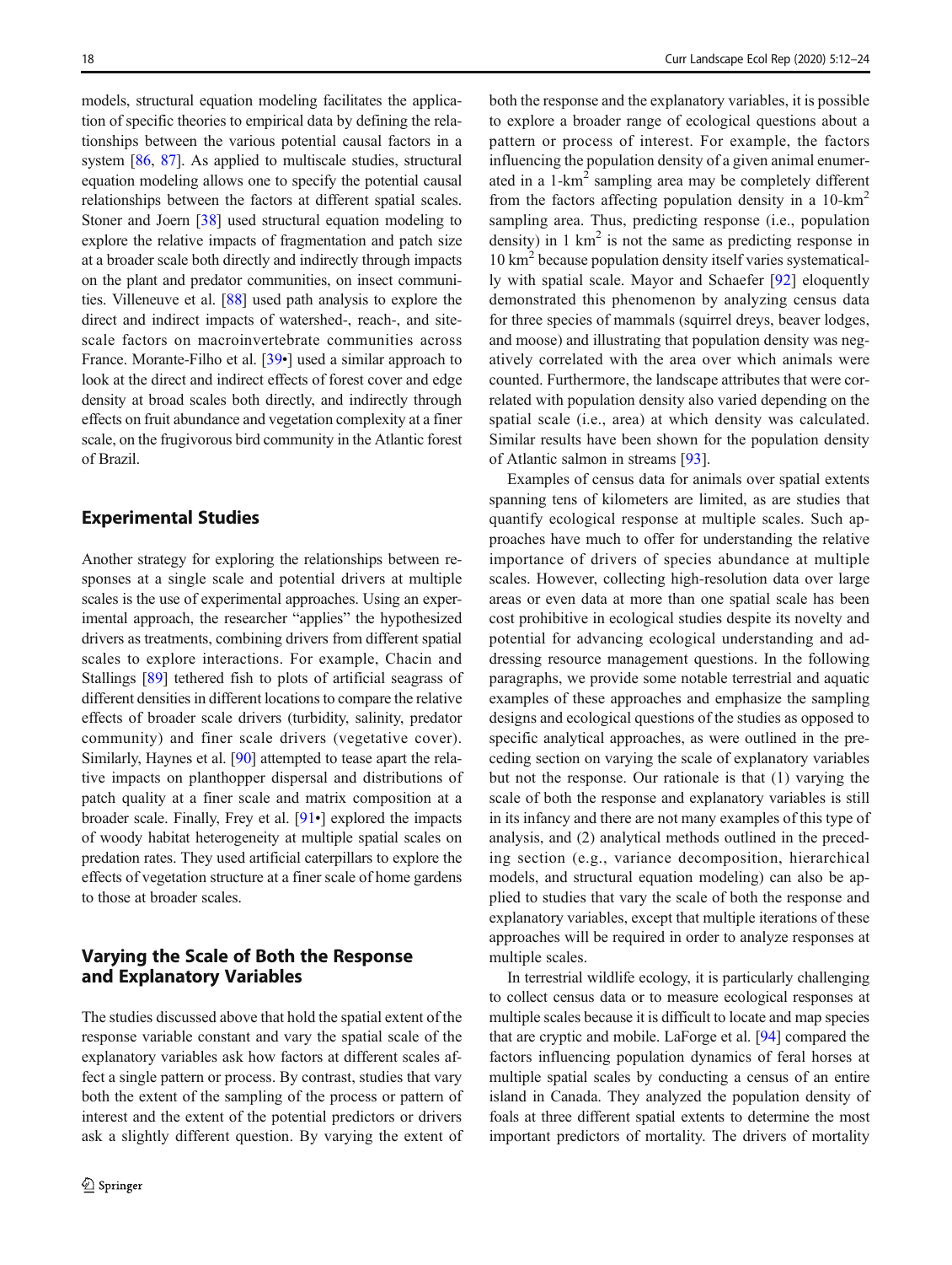models, structural equation modeling facilitates the application of specific theories to empirical data by defining the relationships between the various potential causal factors in a system [86, 87]. As applied to multiscale studies, structural equation modeling allows one to specify the potential causal relationships between the factors at different spatial scales. Stoner and Joern [38] used structural equation modeling to explore the relative impacts of fragmentation and patch size at a broader scale both directly and indirectly through impacts on the plant and predator communities, on insect communities. Villeneuve et al. [88] used path analysis to explore the direct and indirect impacts of watershed-, reach-, and site-scale factors on macroinvertebrate communities across France. Morante-Filho et al. [39•] used a similar approach to look at the direct and indirect effects of forest cover and edge density at broad scales both directly, and indirectly through effects on fruit abundance and vegetation complexity at a finer scale, on the frugivorous bird community in the Atlantic forest of Brazil.

## Experimental Studies

Another strategy for exploring the relationships between responses at a single scale and potential drivers at multiple scales is the use of experimental approaches. Using an experimental approach, the researcher "applies" the hypothesized drivers as treatments, combining drivers from different spatial scales to explore interactions. For example, Chacin and Stallings [89] tethered fish to plots of artificial seagrass of different densities in different locations to compare the relative effects of broader scale drivers (turbidity, salinity, predator community) and finer scale drivers (vegetative cover). Similarly, Haynes et al. [90] attempted to tease apart the relative impacts on planthopper dispersal and distributions of patch quality at a finer scale and matrix composition at a broader scale. Finally, Frey et al. [91•] explored the impacts of woody habitat heterogeneity at multiple spatial scales on predation rates. They used artificial caterpillars to explore the effects of vegetation structure at a finer scale of home gardens to those at broader scales.

## Varying the Scale of Both the Response and Explanatory Variables

The studies discussed above that hold the spatial extent of the response variable constant and vary the spatial scale of the explanatory variables ask how factors at different scales affect a single pattern or process. By contrast, studies that vary both the extent of the sampling of the process or pattern of interest and the extent of the potential predictors or drivers ask a slightly different question. By varying the extent of both the response and the explanatory variables, it is possible to explore a broader range of ecological questions about a pattern or process of interest. For example, the factors influencing the population density of a given animal enumerated in a 1-km$^2$ sampling area may be completely different from the factors affecting population density in a 10-km$^2$ sampling area. Thus, predicting response (i.e., population density) in 1 km$^2$ is not the same as predicting response in 10 km$^2$ because population density itself varies systematically with spatial scale. Mayor and Schaefer [92] eloquently demonstrated this phenomenon by analyzing census data for three species of mammals (squirrel dreys, beaver lodges, and moose) and illustrating that population density was negatively correlated with the area over which animals were counted. Furthermore, the landscape attributes that were correlated with population density also varied depending on the spatial scale (i.e., area) at which density was calculated. Similar results have been shown for the population density of Atlantic salmon in streams [93].

Examples of census data for animals over spatial extents spanning tens of kilometers are limited, as are studies that quantify ecological response at multiple scales. Such approaches have much to offer for understanding the relative importance of drivers of species abundance at multiple scales. However, collecting high-resolution data over large areas or even data at more than one spatial scale has been cost prohibitive in ecological studies despite its novelty and potential for advancing ecological understanding and addressing resource management questions. In the following paragraphs, we provide some notable terrestrial and aquatic examples of these approaches and emphasize the sampling designs and ecological questions of the studies as opposed to specific analytical approaches, as were outlined in the preceding section on varying the scale of explanatory variables but not the response. Our rationale is that (1) varying the scale of both the response and explanatory variables is still in its infancy and there are not many examples of this type of analysis, and (2) analytical methods outlined in the preceding section (e.g., variance decomposition, hierarchical models, and structural equation modeling) can also be applied to studies that vary the scale of both the response and explanatory variables, except that multiple iterations of these approaches will be required in order to analyze responses at multiple scales.

In terrestrial wildlife ecology, it is particularly challenging to collect census data or to measure ecological responses at multiple scales because it is difficult to locate and map species that are cryptic and mobile. LaForge et al. [94] compared the factors influencing population dynamics of feral horses at multiple spatial scales by conducting a census of an entire island in Canada. They analyzed the population density of foals at three different spatial extents to determine the most important predictors of mortality. The drivers of mortality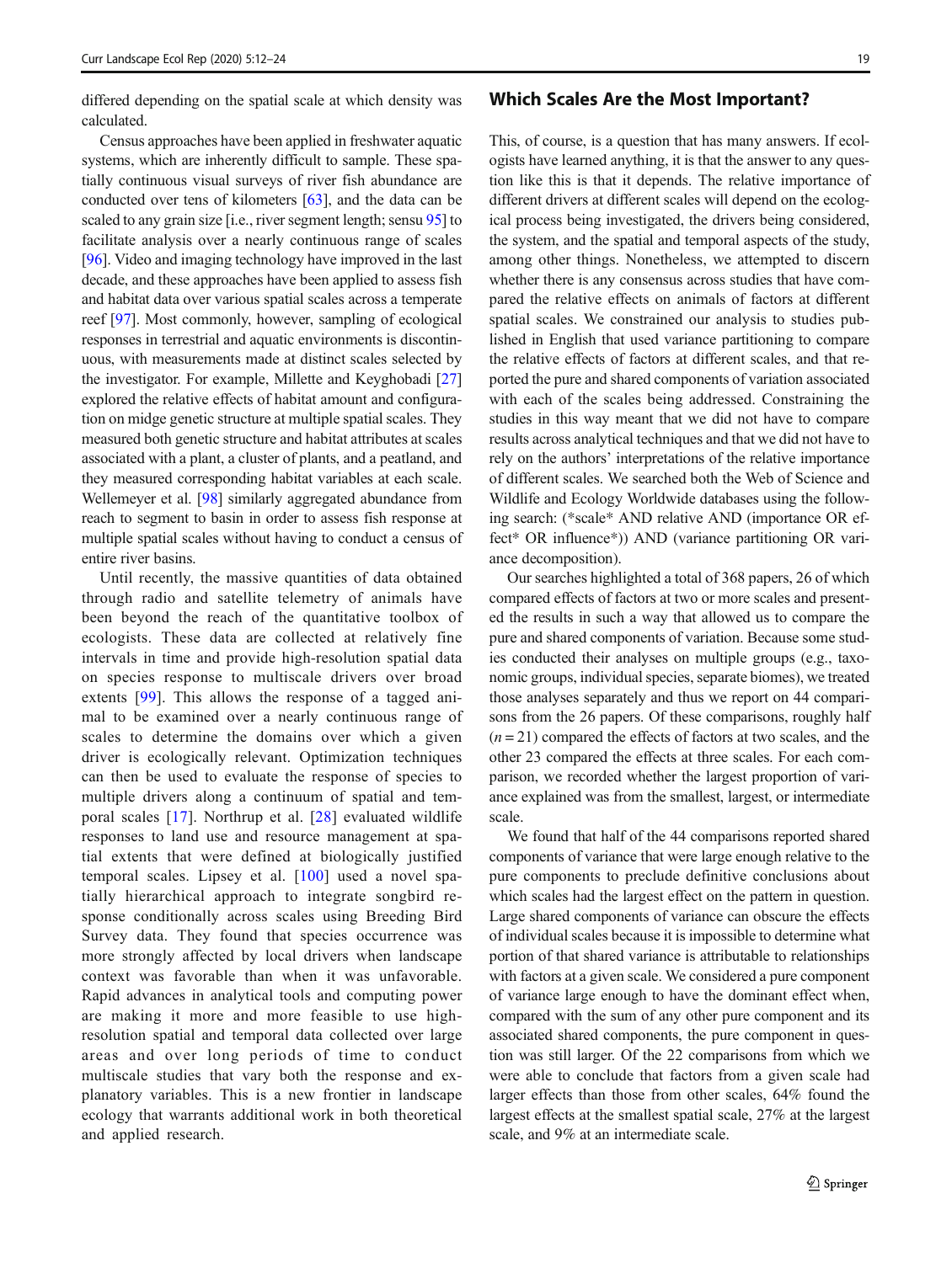differed depending on the spatial scale at which density was calculated.

Census approaches have been applied in freshwater aquatic systems, which are inherently difficult to sample. These spatially continuous visual surveys of river fish abundance are conducted over tens of kilometers [63], and the data can be scaled to any grain size [i.e., river segment length; sensu 95] to facilitate analysis over a nearly continuous range of scales [96]. Video and imaging technology have improved in the last decade, and these approaches have been applied to assess fish and habitat data over various spatial scales across a temperate reef [97]. Most commonly, however, sampling of ecological responses in terrestrial and aquatic environments is discontinuous, with measurements made at distinct scales selected by the investigator. For example, Millette and Keyghobadi [27] explored the relative effects of habitat amount and configuration on midge genetic structure at multiple spatial scales. They measured both genetic structure and habitat attributes at scales associated with a plant, a cluster of plants, and a peatland, and they measured corresponding habitat variables at each scale. Wellemeyer et al. [98] similarly aggregated abundance from reach to segment to basin in order to assess fish response at multiple spatial scales without having to conduct a census of entire river basins.

Until recently, the massive quantities of data obtained through radio and satellite telemetry of animals have been beyond the reach of the quantitative toolbox of ecologists. These data are collected at relatively fine intervals in time and provide high-resolution spatial data on species response to multiscale drivers over broad extents [99]. This allows the response of a tagged animal to be examined over a nearly continuous range of scales to determine the domains over which a given driver is ecologically relevant. Optimization techniques can then be used to evaluate the response of species to multiple drivers along a continuum of spatial and temporal scales [17]. Northrup et al. [28] evaluated wildlife responses to land use and resource management at spatial extents that were defined at biologically justified temporal scales. Lipsey et al. [100] used a novel spatially hierarchical approach to integrate songbird response conditionally across scales using Breeding Bird Survey data. They found that species occurrence was more strongly affected by local drivers when landscape context was favorable than when it was unfavorable. Rapid advances in analytical tools and computing power are making it more and more feasible to use high-resolution spatial and temporal data collected over large areas and over long periods of time to conduct multiscale studies that vary both the response and explanatory variables. This is a new frontier in landscape ecology that warrants additional work in both theoretical and applied research.

## Which Scales Are the Most Important?

This, of course, is a question that has many answers. If ecologists have learned anything, it is that the answer to any question like this is that it depends. The relative importance of different drivers at different scales will depend on the ecological process being investigated, the drivers being considered, the system, and the spatial and temporal aspects of the study, among other things. Nonetheless, we attempted to discern whether there is any consensus across studies that have compared the relative effects on animals of factors at different spatial scales. We constrained our analysis to studies published in English that used variance partitioning to compare the relative effects of factors at different scales, and that reported the pure and shared components of variation associated with each of the scales being addressed. Constraining the studies in this way meant that we did not have to compare results across analytical techniques and that we did not have to rely on the authors' interpretations of the relative importance of different scales. We searched both the Web of Science and Wildlife and Ecology Worldwide databases using the following search: (*scale* AND relative AND (importance OR effect* OR influence*)) AND (variance partitioning OR variance decomposition).

Our searches highlighted a total of 368 papers, 26 of which compared effects of factors at two or more scales and presented the results in such a way that allowed us to compare the pure and shared components of variation. Because some studies conducted their analyses on multiple groups (e.g., taxonomic groups, individual species, separate biomes), we treated those analyses separately and thus we report on 44 comparisons from the 26 papers. Of these comparisons, roughly half ($n = 21$) compared the effects of factors at two scales, and the other 23 compared the effects at three scales. For each comparison, we recorded whether the largest proportion of variance explained was from the smallest, largest, or intermediate scale.

We found that half of the 44 comparisons reported shared components of variance that were large enough relative to the pure components to preclude definitive conclusions about which scales had the largest effect on the pattern in question. Large shared components of variance can obscure the effects of individual scales because it is impossible to determine what portion of that shared variance is attributable to relationships with factors at a given scale. We considered a pure component of variance large enough to have the dominant effect when, compared with the sum of any other pure component and its associated shared components, the pure component in question was still larger. Of the 22 comparisons from which we were able to conclude that factors from a given scale had larger effects than those from other scales, 64% found the largest effects at the smallest spatial scale, 27% at the largest scale, and 9% at an intermediate scale.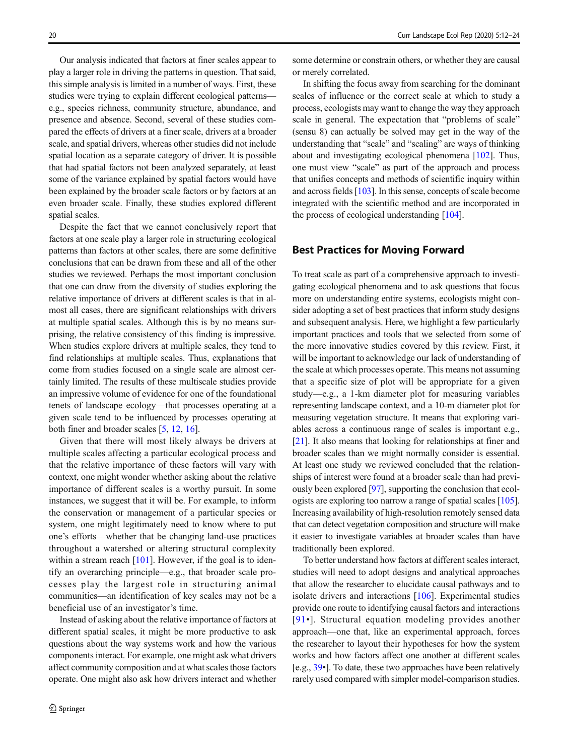Our analysis indicated that factors at finer scales appear to play a larger role in driving the patterns in question. That said, this simple analysis is limited in a number of ways. First, these studies were trying to explain different ecological patterns—e.g., species richness, community structure, abundance, and presence and absence. Second, several of these studies compared the effects of drivers at a finer scale, drivers at a broader scale, and spatial drivers, whereas other studies did not include spatial location as a separate category of driver. It is possible that had spatial factors not been analyzed separately, at least some of the variance explained by spatial factors would have been explained by the broader scale factors or by factors at an even broader scale. Finally, these studies explored different spatial scales.

Despite the fact that we cannot conclusively report that factors at one scale play a larger role in structuring ecological patterns than factors at other scales, there are some definitive conclusions that can be drawn from these and all of the other studies we reviewed. Perhaps the most important conclusion that one can draw from the diversity of studies exploring the relative importance of drivers at different scales is that in almost all cases, there are significant relationships with drivers at multiple spatial scales. Although this is by no means surprising, the relative consistency of this finding is impressive. When studies explore drivers at multiple scales, they tend to find relationships at multiple scales. Thus, explanations that come from studies focused on a single scale are almost certainly limited. The results of these multiscale studies provide an impressive volume of evidence for one of the foundational tenets of landscape ecology—that processes operating at a given scale tend to be influenced by processes operating at both finer and broader scales [5, 12, 16].

Given that there will most likely always be drivers at multiple scales affecting a particular ecological process and that the relative importance of these factors will vary with context, one might wonder whether asking about the relative importance of different scales is a worthy pursuit. In some instances, we suggest that it will be. For example, to inform the conservation or management of a particular species or system, one might legitimately need to know where to put one's efforts—whether that be changing land-use practices throughout a watershed or altering structural complexity within a stream reach [101]. However, if the goal is to identify an overarching principle—e.g., that broader scale processes play the largest role in structuring animal communities—an identification of key scales may not be a beneficial use of an investigator's time.

Instead of asking about the relative importance of factors at different spatial scales, it might be more productive to ask questions about the way systems work and how the various components interact. For example, one might ask what drivers affect community composition and at what scales those factors operate. One might also ask how drivers interact and whether some determine or constrain others, or whether they are causal or merely correlated.

In shifting the focus away from searching for the dominant scales of influence or the correct scale at which to study a process, ecologists may want to change the way they approach scale in general. The expectation that "problems of scale" (sensu 8) can actually be solved may get in the way of the understanding that "scale" and "scaling" are ways of thinking about and investigating ecological phenomena [102]. Thus, one must view "scale" as part of the approach and process that unifies concepts and methods of scientific inquiry within and across fields [103]. In this sense, concepts of scale become integrated with the scientific method and are incorporated in the process of ecological understanding [104].

## Best Practices for Moving Forward

To treat scale as part of a comprehensive approach to investigating ecological phenomena and to ask questions that focus more on understanding entire systems, ecologists might consider adopting a set of best practices that inform study designs and subsequent analysis. Here, we highlight a few particularly important practices and tools that we selected from some of the more innovative studies covered by this review. First, it will be important to acknowledge our lack of understanding of the scale at which processes operate. This means not assuming that a specific size of plot will be appropriate for a given study—e.g., a 1-km diameter plot for measuring variables representing landscape context, and a 10-m diameter plot for measuring vegetation structure. It means that exploring variables across a continuous range of scales is important e.g., [21]. It also means that looking for relationships at finer and broader scales than we might normally consider is essential. At least one study we reviewed concluded that the relationships of interest were found at a broader scale than had previously been explored [97], supporting the conclusion that ecologists are exploring too narrow a range of spatial scales [105]. Increasing availability of high-resolution remotely sensed data that can detect vegetation composition and structure will make it easier to investigate variables at broader scales than have traditionally been explored.

To better understand how factors at different scales interact, studies will need to adopt designs and analytical approaches that allow the researcher to elucidate causal pathways and to isolate drivers and interactions [106]. Experimental studies provide one route to identifying causal factors and interactions [91•]. Structural equation modeling provides another approach—one that, like an experimental approach, forces the researcher to layout their hypotheses for how the system works and how factors affect one another at different scales [e.g., 39•]. To date, these two approaches have been relatively rarely used compared with simpler model-comparison studies.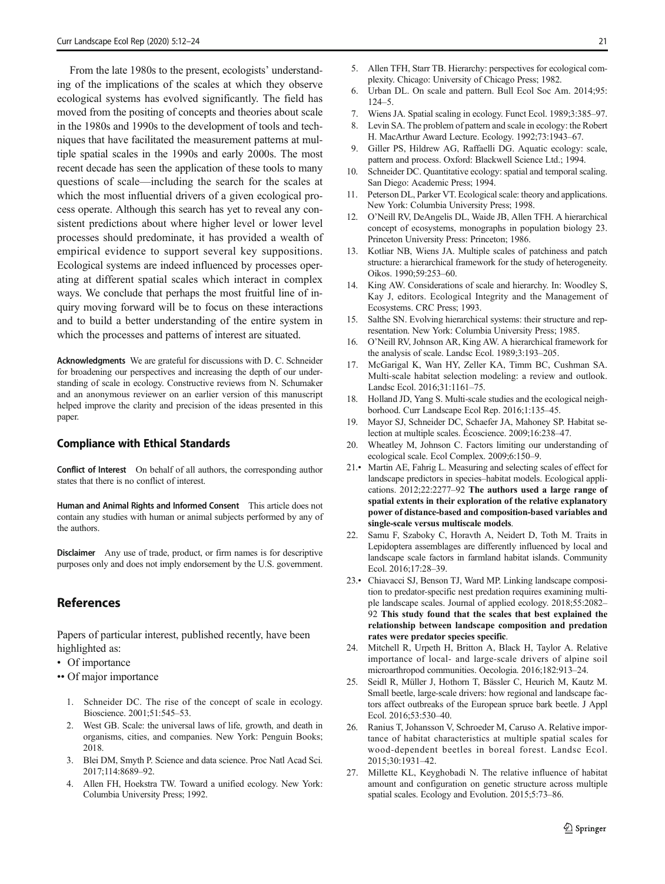From the late 1980s to the present, ecologists' understanding of the implications of the scales at which they observe ecological systems has evolved significantly. The field has moved from the positing of concepts and theories about scale in the 1980s and 1990s to the development of tools and techniques that have facilitated the measurement patterns at multiple spatial scales in the 1990s and early 2000s. The most recent decade has seen the application of these tools to many questions of scale—including the search for the scales at which the most influential drivers of a given ecological process operate. Although this search has yet to reveal any consistent predictions about where higher level or lower level processes should predominate, it has provided a wealth of empirical evidence to support several key suppositions. Ecological systems are indeed influenced by processes operating at different spatial scales which interact in complex ways. We conclude that perhaps the most fruitful line of inquiry moving forward will be to focus on these interactions and to build a better understanding of the entire system in which the processes and patterns of interest are situated.

**Acknowledgments** We are grateful for discussions with D. C. Schneider for broadening our perspectives and increasing the depth of our understanding of scale in ecology. Constructive reviews from N. Schumaker and an anonymous reviewer on an earlier version of this manuscript helped improve the clarity and precision of the ideas presented in this paper.

## Compliance with Ethical Standards

**Conflict of Interest** On behalf of all authors, the corresponding author states that there is no conflict of interest.

**Human and Animal Rights and Informed Consent** This article does not contain any studies with human or animal subjects performed by any of the authors.

**Disclaimer** Any use of trade, product, or firm names is for descriptive purposes only and does not imply endorsement by the U.S. government.

# References

Papers of particular interest, published recently, have been highlighted as:

- • Of importance
- •• Of major importance

1. Schneider DC. The rise of the concept of scale in ecology. Bioscience. 2001;51:545–53.
2. West GB. Scale: the universal laws of life, growth, and death in organisms, cities, and companies. New York: Penguin Books; 2018.
3. Blei DM, Smyth P. Science and data science. Proc Natl Acad Sci. 2017;114:8689–92.
4. Allen FH, Hoekstra TW. Toward a unified ecology. New York: Columbia University Press; 1992.
5. Allen TFH, Starr TB. Hierarchy: perspectives for ecological complexity. Chicago: University of Chicago Press; 1982.
6. Urban DL. On scale and pattern. Bull Ecol Soc Am. 2014;95: 124–5.
7. Wiens JA. Spatial scaling in ecology. Funct Ecol. 1989;3:385–97.
8. Levin SA. The problem of pattern and scale in ecology: the Robert H. MacArthur Award Lecture. Ecology. 1992;73:1943–67.
9. Giller PS, Hildrew AG, Raffaelli DG. Aquatic ecology: scale, pattern and process. Oxford: Blackwell Science Ltd.; 1994.
10. Schneider DC. Quantitative ecology: spatial and temporal scaling. San Diego: Academic Press; 1994.
11. Peterson DL, Parker VT. Ecological scale: theory and applications. New York: Columbia University Press; 1998.
12. O'Neill RV, DeAngelis DL, Waide JB, Allen TFH. A hierarchical concept of ecosystems, monographs in population biology 23. Princeton University Press: Princeton; 1986.
13. Kotliar NB, Wiens JA. Multiple scales of patchiness and patch structure: a hierarchical framework for the study of heterogeneity. Oikos. 1990;59:253–60.
14. King AW. Considerations of scale and hierarchy. In: Woodley S, Kay J, editors. Ecological Integrity and the Management of Ecosystems. CRC Press; 1993.
15. Salthe SN. Evolving hierarchical systems: their structure and representation. New York: Columbia University Press; 1985.
16. O'Neill RV, Johnson AR, King AW. A hierarchical framework for the analysis of scale. Landsc Ecol. 1989;3:193–205.
17. McGarigal K, Wan HY, Zeller KA, Timm BC, Cushman SA. Multi-scale habitat selection modeling: a review and outlook. Landsc Ecol. 2016;31:1161–75.
18. Holland JD, Yang S. Multi-scale studies and the ecological neighborhood. Curr Landscape Ecol Rep. 2016;1:135–45.
19. Mayor SJ, Schneider DC, Schaefer JA, Mahoney SP. Habitat selection at multiple scales. Écoscience. 2009;16:238–47.
20. Wheatley M, Johnson C. Factors limiting our understanding of ecological scale. Ecol Complex. 2009;6:150–9.
21. • Martin AE, Fahrig L. Measuring and selecting scales of effect for landscape predictors in species–habitat models. Ecological applications. 2012;22:2277–92 **The authors used a large range of spatial extents in their exploration of the relative explanatory power of distance-based and composition-based variables and single-scale versus multiscale models**.
22. Samu F, Szaboky C, Horavth A, Neidert D, Toth M. Traits in Lepidoptera assemblages are differently influenced by local and landscape scale factors in farmland habitat islands. Community Ecol. 2016;17:28–39.
23. • Chiavacci SJ, Benson TJ, Ward MP. Linking landscape composition to predator-specific nest predation requires examining multiple landscape scales. Journal of applied ecology. 2018;55:2082–92 **This study found that the scales that best explained the relationship between landscape composition and predation rates were predator species specific**.
24. Mitchell R, Urpeth H, Britton A, Black H, Taylor A. Relative importance of local- and large-scale drivers of alpine soil microarthropod communities. Oecologia. 2016;182:913–24.
25. Seidl R, Müller J, Hothorn T, Bässler C, Heurich M, Kautz M. Small beetle, large-scale drivers: how regional and landscape factors affect outbreaks of the European spruce bark beetle. J Appl Ecol. 2016;53:530–40.
26. Ranius T, Johansson V, Schroeder M, Caruso A. Relative importance of habitat characteristics at multiple spatial scales for wood-dependent beetles in boreal forest. Landsc Ecol. 2015;30:1931–42.
27. Millette KL, Keyghobadi N. The relative influence of habitat amount and configuration on genetic structure across multiple spatial scales. Ecology and Evolution. 2015;5:73–86.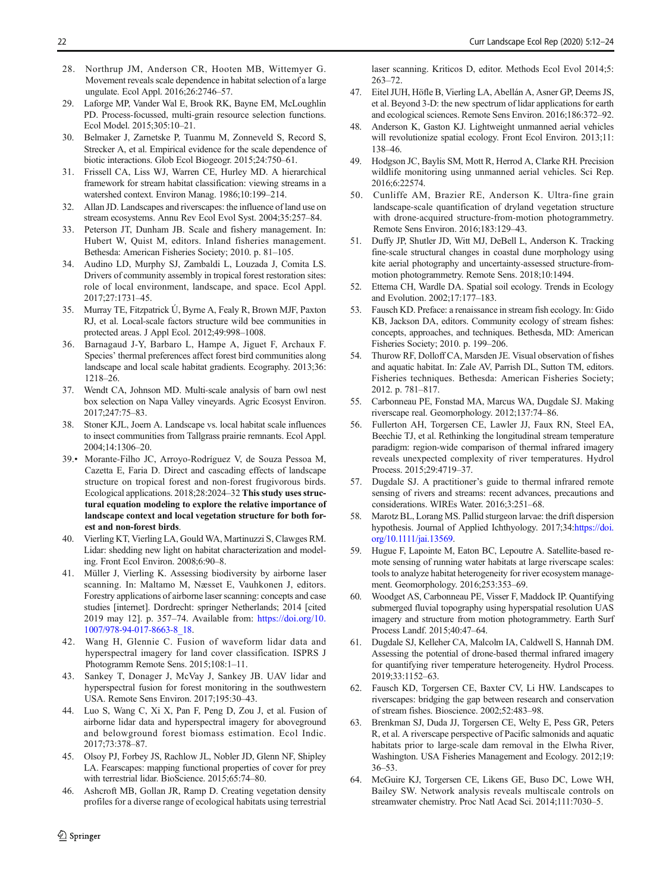28. Northrup JM, Anderson CR, Hooten MB, Wittemyer G. Movement reveals scale dependence in habitat selection of a large ungulate. Ecol Appl. 2016;26:2746–57.
29. Laforge MP, Vander Wal E, Brook RK, Bayne EM, McLoughlin PD. Process-focussed, multi-grain resource selection functions. Ecol Model. 2015;305:10–21.
30. Belmaker J, Zarnetske P, Tuanmu M, Zonneveld S, Record S, Strecker A, et al. Empirical evidence for the scale dependence of biotic interactions. Glob Ecol Biogeogr. 2015;24:750–61.
31. Frissell CA, Liss WJ, Warren CE, Hurley MD. A hierarchical framework for stream habitat classification: viewing streams in a watershed context. Environ Manag. 1986;10:199–214.
32. Allan JD. Landscapes and riverscapes: the influence of land use on stream ecosystems. Annu Rev Ecol Evol Syst. 2004;35:257–84.
33. Peterson JT, Dunham JB. Scale and fishery management. In: Hubert W, Quist M, editors. Inland fisheries management. Bethesda: American Fisheries Society; 2010. p. 81–105.
34. Audino LD, Murphy SJ, Zambaldi L, Louzada J, Comita LS. Drivers of community assembly in tropical forest restoration sites: role of local environment, landscape, and space. Ecol Appl. 2017;27:1731–45.
35. Murray TE, Fitzpatrick Ú, Byrne A, Fealy R, Brown MJF, Paxton RJ, et al. Local-scale factors structure wild bee communities in protected areas. J Appl Ecol. 2012;49:998–1008.
36. Barnagaud J-Y, Barbaro L, Hampe A, Jiguet F, Archaux F. Species' thermal preferences affect forest bird communities along landscape and local scale habitat gradients. Ecography. 2013;36:1218–26.
37. Wendt CA, Johnson MD. Multi-scale analysis of barn owl nest box selection on Napa Valley vineyards. Agric Ecosyst Environ. 2017;247:75–83.
38. Stoner KJL, Joern A. Landscape vs. local habitat scale influences to insect communities from Tallgrass prairie remnants. Ecol Appl. 2004;14:1306–20.
39.• Morante-Filho JC, Arroyo-Rodríguez V, de Souza Pessoa M, Cazetta E, Faria D. Direct and cascading effects of landscape structure on tropical forest and non-forest frugivorous birds. Ecological applications. 2018;28:2024–32 **This study uses structural equation modeling to explore the relative importance of landscape context and local vegetation structure for both forest and non-forest birds**.
40. Vierling KT, Vierling LA, Gould WA, Martinuzzi S, Clawges RM. Lidar: shedding new light on habitat characterization and modeling. Front Ecol Environ. 2008;6:90–8.
41. Müller J, Vierling K. Assessing biodiversity by airborne laser scanning. In: Maltamo M, Næsset E, Vauhkonen J, editors. Forestry applications of airborne laser scanning: concepts and case studies [internet]. Dordrecht: springer Netherlands; 2014 [cited 2019 may 12]. p. 357–74. Available from: https://doi.org/10.1007/978-94-017-8663-8_18.
42. Wang H, Glennie C. Fusion of waveform lidar data and hyperspectral imagery for land cover classification. ISPRS J Photogramm Remote Sens. 2015;108:1–11.
43. Sankey T, Donager J, McVay J, Sankey JB. UAV lidar and hyperspectral fusion for forest monitoring in the southwestern USA. Remote Sens Environ. 2017;195:30–43.
44. Luo S, Wang C, Xi X, Pan F, Peng D, Zou J, et al. Fusion of airborne lidar data and hyperspectral imagery for aboveground and belowground forest biomass estimation. Ecol Indic. 2017;73:378–87.
45. Olsoy PJ, Forbey JS, Rachlow JL, Nobler JD, Glenn NF, Shipley LA. Fearscapes: mapping functional properties of cover for prey with terrestrial lidar. BioScience. 2015;65:74–80.
46. Ashcroft MB, Gollan JR, Ramp D. Creating vegetation density profiles for a diverse range of ecological habitats using terrestrial laser scanning. Kriticos D, editor. Methods Ecol Evol 2014;5:263–72.
47. Eitel JUH, Höfle B, Vierling LA, Abellán A, Asner GP, Deems JS, et al. Beyond 3-D: the new spectrum of lidar applications for earth and ecological sciences. Remote Sens Environ. 2016;186:372–92.
48. Anderson K, Gaston KJ. Lightweight unmanned aerial vehicles will revolutionize spatial ecology. Front Ecol Environ. 2013;11:138–46.
49. Hodgson JC, Baylis SM, Mott R, Herrod A, Clarke RH. Precision wildlife monitoring using unmanned aerial vehicles. Sci Rep. 2016;6:22574.
50. Cunliffe AM, Brazier RE, Anderson K. Ultra-fine grain landscape-scale quantification of dryland vegetation structure with drone-acquired structure-from-motion photogrammetry. Remote Sens Environ. 2016;183:129–43.
51. Duffy JP, Shutler JD, Witt MJ, DeBell L, Anderson K. Tracking fine-scale structural changes in coastal dune morphology using kite aerial photography and uncertainty-assessed structure-from-motion photogrammetry. Remote Sens. 2018;10:1494.
52. Ettema CH, Wardle DA. Spatial soil ecology. Trends in Ecology and Evolution. 2002;17:177–183.
53. Fausch KD. Preface: a renaissance in stream fish ecology. In: Gido KB, Jackson DA, editors. Community ecology of stream fishes: concepts, approaches, and techniques. Bethesda, MD: American Fisheries Society; 2010. p. 199–206.
54. Thurow RF, Dolloff CA, Marsden JE. Visual observation of fishes and aquatic habitat. In: Zale AV, Parrish DL, Sutton TM, editors. Fisheries techniques. Bethesda: American Fisheries Society; 2012. p. 781–817.
55. Carbonneau PE, Fonstad MA, Marcus WA, Dugdale SJ. Making riverscape real. Geomorphology. 2012;137:74–86.
56. Fullerton AH, Torgersen CE, Lawler JJ, Faux RN, Steel EA, Beechie TJ, et al. Rethinking the longitudinal stream temperature paradigm: region-wide comparison of thermal infrared imagery reveals unexpected complexity of river temperatures. Hydrol Process. 2015;29:4719–37.
57. Dugdale SJ. A practitioner's guide to thermal infrared remote sensing of rivers and streams: recent advances, precautions and considerations. WIREs Water. 2016;3:251–68.
58. Marotz BL, Lorang MS. Pallid sturgeon larvae: the drift dispersion hypothesis. Journal of Applied Ichthyology. 2017;34:https://doi.org/10.1111/jai.13569.
59. Hugue F, Lapointe M, Eaton BC, Lepoutre A. Satellite-based remote sensing of running water habitats at large riverscape scales: tools to analyze habitat heterogeneity for river ecosystem management. Geomorphology. 2016;253:353–69.
60. Woodget AS, Carbonneau PE, Visser F, Maddock IP. Quantifying submerged fluvial topography using hyperspatial resolution UAS imagery and structure from motion photogrammetry. Earth Surf Process Landf. 2015;40:47–64.
61. Dugdale SJ, Kelleher CA, Malcolm IA, Caldwell S, Hannah DM. Assessing the potential of drone-based thermal infrared imagery for quantifying river temperature heterogeneity. Hydrol Process. 2019;33:1152–63.
62. Fausch KD, Torgersen CE, Baxter CV, Li HW. Landscapes to riverscapes: bridging the gap between research and conservation of stream fishes. Bioscience. 2002;52:483–98.
63. Brenkman SJ, Duda JJ, Torgersen CE, Welty E, Pess GR, Peters R, et al. A riverscape perspective of Pacific salmonids and aquatic habitats prior to large-scale dam removal in the Elwha River, Washington. USA Fisheries Management and Ecology. 2012;19:36–53.
64. McGuire KJ, Torgersen CE, Likens GE, Buso DC, Lowe WH, Bailey SW. Network analysis reveals multiscale controls on streamwater chemistry. Proc Natl Acad Sci. 2014;111:7030–5.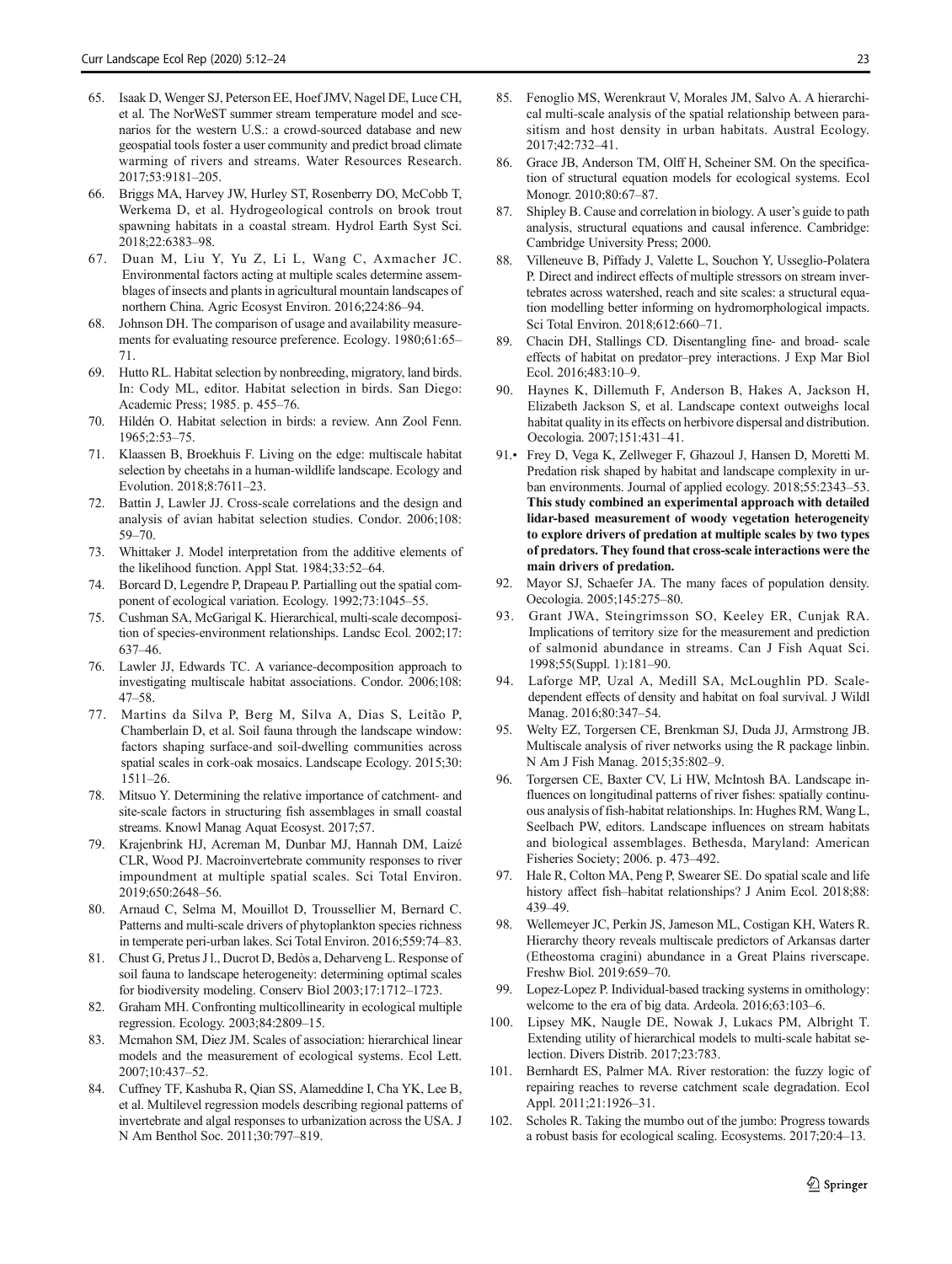65. Isaak D, Wenger SJ, Peterson EE, Hoef JMV, Nagel DE, Luce CH, et al. The NorWeST summer stream temperature model and scenarios for the western U.S.: a crowd-sourced database and new geospatial tools foster a user community and predict broad climate warming of rivers and streams. Water Resources Research. 2017;53:9181–205.
66. Briggs MA, Harvey JW, Hurley ST, Rosenberry DO, McCobb T, Werkema D, et al. Hydrogeological controls on brook trout spawning habitats in a coastal stream. Hydrol Earth Syst Sci. 2018;22:6383–98.
67. Duan M, Liu Y, Yu Z, Li L, Wang C, Axmacher JC. Environmental factors acting at multiple scales determine assemblages of insects and plants in agricultural mountain landscapes of northern China. Agric Ecosyst Environ. 2016;224:86–94.
68. Johnson DH. The comparison of usage and availability measurements for evaluating resource preference. Ecology. 1980;61:65–71.
69. Hutto RL. Habitat selection by nonbreeding, migratory, land birds. In: Cody ML, editor. Habitat selection in birds. San Diego: Academic Press; 1985. p. 455–76.
70. Hildén O. Habitat selection in birds: a review. Ann Zool Fenn. 1965;2:53–75.
71. Klaassen B, Broekhuis F. Living on the edge: multiscale habitat selection by cheetahs in a human-wildlife landscape. Ecology and Evolution. 2018;8:7611–23.
72. Battin J, Lawler JJ. Cross-scale correlations and the design and analysis of avian habitat selection studies. Condor. 2006;108: 59–70.
73. Whittaker J. Model interpretation from the additive elements of the likelihood function. Appl Stat. 1984;33:52–64.
74. Borcard D, Legendre P, Drapeau P. Partialling out the spatial component of ecological variation. Ecology. 1992;73:1045–55.
75. Cushman SA, McGarigal K. Hierarchical, multi-scale decomposition of species-environment relationships. Landsc Ecol. 2002;17: 637–46.
76. Lawler JJ, Edwards TC. A variance-decomposition approach to investigating multiscale habitat associations. Condor. 2006;108: 47–58.
77. Martins da Silva P, Berg M, Silva A, Dias S, Leitão P, Chamberlain D, et al. Soil fauna through the landscape window: factors shaping surface-and soil-dwelling communities across spatial scales in cork-oak mosaics. Landscape Ecology. 2015;30: 1511–26.
78. Mitsuo Y. Determining the relative importance of catchment- and site-scale factors in structuring fish assemblages in small coastal streams. Knowl Manag Aquat Ecosyst. 2017;57.
79. Krajenbrink HJ, Acreman M, Dunbar MJ, Hannah DM, Laizé CLR, Wood PJ. Macroinvertebrate community responses to river impoundment at multiple spatial scales. Sci Total Environ. 2019;650:2648–56.
80. Arnaud C, Selma M, Mouillot D, Troussellier M, Bernard C. Patterns and multi-scale drivers of phytoplankton species richness in temperate peri-urban lakes. Sci Total Environ. 2016;559:74–83.
81. Chust G, Pretus J l., Ducrot D, Bedòs a, Deharveng L. Response of soil fauna to landscape heterogeneity: determining optimal scales for biodiversity modeling. Conserv Biol 2003;17:1712–1723.
82. Graham MH. Confronting multicollinearity in ecological multiple regression. Ecology. 2003;84:2809–15.
83. Mcmahon SM, Diez JM. Scales of association: hierarchical linear models and the measurement of ecological systems. Ecol Lett. 2007;10:437–52.
84. Cuffney TF, Kashuba R, Qian SS, Alameddine I, Cha YK, Lee B, et al. Multilevel regression models describing regional patterns of invertebrate and algal responses to urbanization across the USA. J N Am Benthol Soc. 2011;30:797–819.
85. Fenoglio MS, Werenkraut V, Morales JM, Salvo A. A hierarchical multi-scale analysis of the spatial relationship between parasitism and host density in urban habitats. Austral Ecology. 2017;42:732–41.
86. Grace JB, Anderson TM, Olff H, Scheiner SM. On the specification of structural equation models for ecological systems. Ecol Monogr. 2010;80:67–87.
87. Shipley B. Cause and correlation in biology. A user's guide to path analysis, structural equations and causal inference. Cambridge: Cambridge University Press; 2000.
88. Villeneuve B, Piffady J, Valette L, Souchon Y, Usseglio-Polatera P. Direct and indirect effects of multiple stressors on stream invertebrates across watershed, reach and site scales: a structural equation modelling better informing on hydromorphological impacts. Sci Total Environ. 2018;612:660–71.
89. Chacin DH, Stallings CD. Disentangling fine- and broad- scale effects of habitat on predator–prey interactions. J Exp Mar Biol Ecol. 2016;483:10–9.
90. Haynes K, Dillemuth F, Anderson B, Hakes A, Jackson H, Elizabeth Jackson S, et al. Landscape context outweighs local habitat quality in its effects on herbivore dispersal and distribution. Oecologia. 2007;151:431–41.
91.• Frey D, Vega K, Zellweger F, Ghazoul J, Hansen D, Moretti M. Predation risk shaped by habitat and landscape complexity in urban environments. Journal of applied ecology. 2018;55:2343–53. **This study combined an experimental approach with detailed lidar-based measurement of woody vegetation heterogeneity to explore drivers of predation at multiple scales by two types of predators. They found that cross-scale interactions were the main drivers of predation.**
92. Mayor SJ, Schaefer JA. The many faces of population density. Oecologia. 2005;145:275–80.
93. Grant JWA, Steingrimsson SO, Keeley ER, Cunjak RA. Implications of territory size for the measurement and prediction of salmonid abundance in streams. Can J Fish Aquat Sci. 1998;55(Suppl. 1):181–90.
94. Laforge MP, Uzal A, Medill SA, McLoughlin PD. Scale-dependent effects of density and habitat on foal survival. J Wildl Manag. 2016;80:347–54.
95. Welty EZ, Torgersen CE, Brenkman SJ, Duda JJ, Armstrong JB. Multiscale analysis of river networks using the R package linbin. N Am J Fish Manag. 2015;35:802–9.
96. Torgersen CE, Baxter CV, Li HW, McIntosh BA. Landscape influences on longitudinal patterns of river fishes: spatially continuous analysis of fish-habitat relationships. In: Hughes RM, Wang L, Seelbach PW, editors. Landscape influences on stream habitats and biological assemblages. Bethesda, Maryland: American Fisheries Society; 2006. p. 473–492.
97. Hale R, Colton MA, Peng P, Swearer SE. Do spatial scale and life history affect fish–habitat relationships? J Anim Ecol. 2018;88: 439–49.
98. Wellemeyer JC, Perkin JS, Jameson ML, Costigan KH, Waters R. Hierarchy theory reveals multiscale predictors of Arkansas darter (Etheostoma cragini) abundance in a Great Plains riverscape. Freshw Biol. 2019:659–70.
99. Lopez-Lopez P. Individual-based tracking systems in ornithology: welcome to the era of big data. Ardeola. 2016;63:103–6.
100. Lipsey MK, Naugle DE, Nowak J, Lukacs PM, Albright T. Extending utility of hierarchical models to multi-scale habitat selection. Divers Distrib. 2017;23:783.
101. Bernhardt ES, Palmer MA. River restoration: the fuzzy logic of repairing reaches to reverse catchment scale degradation. Ecol Appl. 2011;21:1926–31.
102. Scholes R. Taking the mumbo out of the jumbo: Progress towards a robust basis for ecological scaling. Ecosystems. 2017;20:4–13.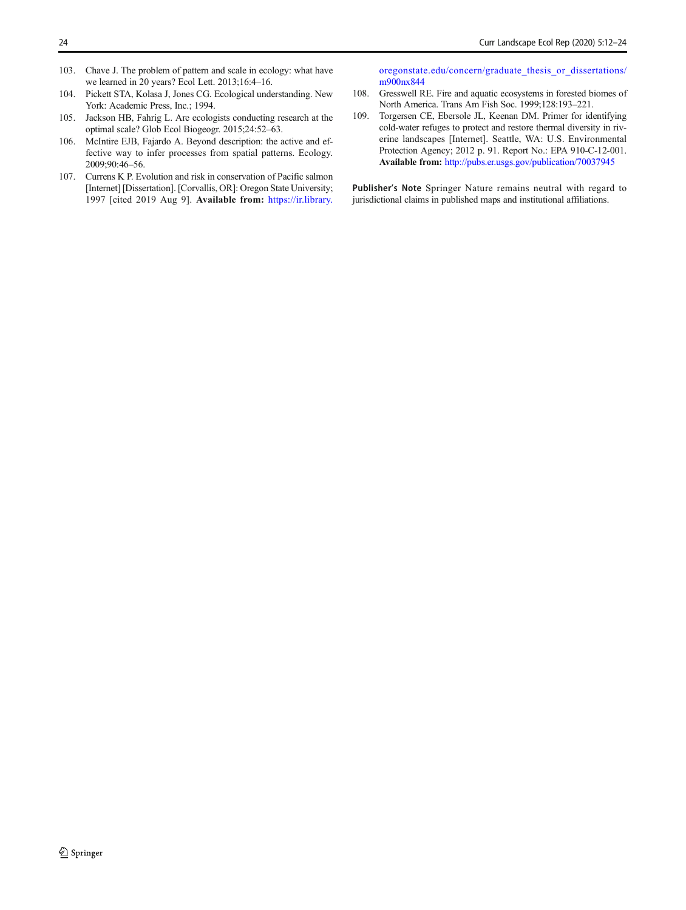103. Chave J. The problem of pattern and scale in ecology: what have we learned in 20 years? Ecol Lett. 2013;16:4–16.
104. Pickett STA, Kolasa J, Jones CG. Ecological understanding. New York: Academic Press, Inc.; 1994.
105. Jackson HB, Fahrig L. Are ecologists conducting research at the optimal scale? Glob Ecol Biogeogr. 2015;24:52–63.
106. McIntire EJB, Fajardo A. Beyond description: the active and effective way to infer processes from spatial patterns. Ecology. 2009;90:46–56.
107. Currens K P. Evolution and risk in conservation of Pacific salmon [Internet] [Dissertation]. [Corvallis, OR]: Oregon State University; 1997 [cited 2019 Aug 9]. **Available from:** https://ir.library.oregonstate.edu/concern/graduate_thesis_or_dissertations/m900nx844
108. Gresswell RE. Fire and aquatic ecosystems in forested biomes of North America. Trans Am Fish Soc. 1999;128:193–221.
109. Torgersen CE, Ebersole JL, Keenan DM. Primer for identifying cold-water refuges to protect and restore thermal diversity in riverine landscapes [Internet]. Seattle, WA: U.S. Environmental Protection Agency; 2012 p. 91. Report No.: EPA 910-C-12-001. **Available from:** http://pubs.er.usgs.gov/publication/70037945

**Publisher's Note** Springer Nature remains neutral with regard to jurisdictional claims in published maps and institutional affiliations.